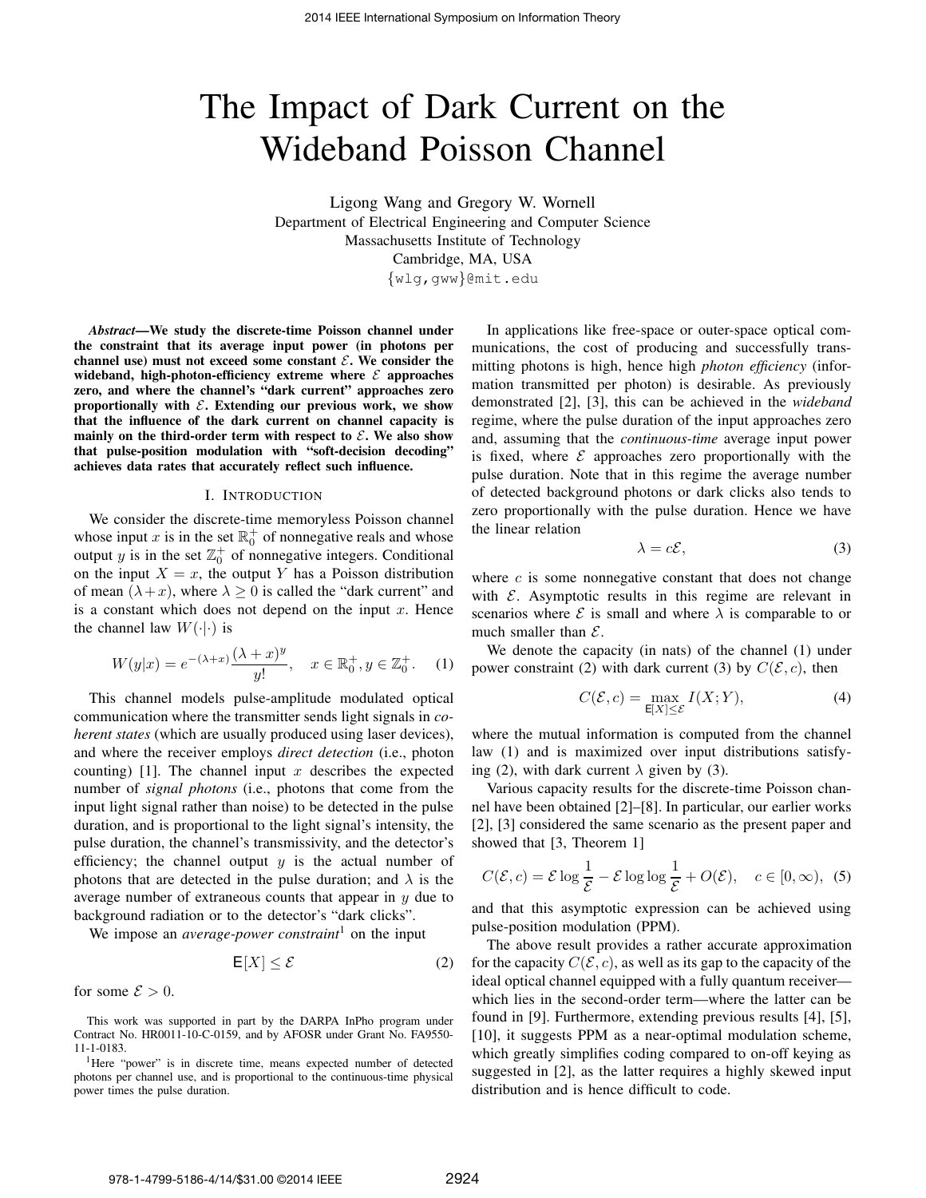# The Impact of Dark Current on the Wideband Poisson Channel

Ligong Wang and Gregory W. Wornell
Department of Electrical Engineering and Computer Science
Massachusetts Institute of Technology
Cambridge, MA, USA
{wlg,gww}@mit.edu

***Abstract*—We study the discrete-time Poisson channel under the constraint that its average input power (in photons per channel use) must not exceed some constant $\mathcal{E}$. We consider the wideband, high-photon-efficiency extreme where $\mathcal{E}$ approaches zero, and where the channel's "dark current" approaches zero proportionally with $\mathcal{E}$. Extending our previous work, we show that the influence of the dark current on channel capacity is mainly on the third-order term with respect to $\mathcal{E}$. We also show that pulse-position modulation with "soft-decision decoding" achieves data rates that accurately reflect such influence.**

## I. Introduction

We consider the discrete-time memoryless Poisson channel whose input $x$ is in the set $\mathbb{R}_0^+$ of nonnegative reals and whose output $y$ is in the set $\mathbb{Z}_0^+$ of nonnegative integers. Conditional on the input $X = x$, the output $Y$ has a Poisson distribution of mean $(\lambda + x)$, where $\lambda \geq 0$ is called the "dark current" and is a constant which does not depend on the input $x$. Hence the channel law $W(\cdot|\cdot)$ is

$$W(y|x) = e^{-(\lambda+x)}\frac{(\lambda+x)^y}{y!}, \quad x \in \mathbb{R}_0^+, y \in \mathbb{Z}_0^+. \tag{1}$$

This channel models pulse-amplitude modulated optical communication where the transmitter sends light signals in *coherent states* (which are usually produced using laser devices), and where the receiver employs *direct detection* (i.e., photon counting) [1]. The channel input $x$ describes the expected number of *signal photons* (i.e., photons that come from the input light signal rather than noise) to be detected in the pulse duration, and is proportional to the light signal's intensity, the pulse duration, the channel's transmissivity, and the detector's efficiency; the channel output $y$ is the actual number of photons that are detected in the pulse duration; and $\lambda$ is the average number of extraneous counts that appear in $y$ due to background radiation or to the detector's "dark clicks".

We impose an *average-power constraint*[1] on the input

$$\mathsf{E}[X] \leq \mathcal{E} \tag{2}$$

for some $\mathcal{E} > 0$.

In applications like free-space or outer-space optical communications, the cost of producing and successfully transmitting photons is high, hence high *photon efficiency* (information transmitted per photon) is desirable. As previously demonstrated [2], [3], this can be achieved in the *wideband* regime, where the pulse duration of the input approaches zero and, assuming that the *continuous-time* average input power is fixed, where $\mathcal{E}$ approaches zero proportionally with the pulse duration. Note that in this regime the average number of detected background photons or dark clicks also tends to zero proportionally with the pulse duration. Hence we have the linear relation

$$\lambda = c\mathcal{E}, \tag{3}$$

where $c$ is some nonnegative constant that does not change with $\mathcal{E}$. Asymptotic results in this regime are relevant in scenarios where $\mathcal{E}$ is small and where $\lambda$ is comparable to or much smaller than $\mathcal{E}$.

We denote the capacity (in nats) of the channel (1) under power constraint (2) with dark current (3) by $C(\mathcal{E}, c)$, then

$$C(\mathcal{E}, c) = \max_{\mathsf{E}[X]\leq\mathcal{E}} I(X;Y), \tag{4}$$

where the mutual information is computed from the channel law (1) and is maximized over input distributions satisfying (2), with dark current $\lambda$ given by (3).

Various capacity results for the discrete-time Poisson channel have been obtained [2]–[8]. In particular, our earlier works [2], [3] considered the same scenario as the present paper and showed that [3, Theorem 1]

$$C(\mathcal{E}, c) = \mathcal{E}\log\frac{1}{\mathcal{E}} - \mathcal{E}\log\log\frac{1}{\mathcal{E}} + O(\mathcal{E}), \quad c \in [0, \infty), \tag{5}$$

and that this asymptotic expression can be achieved using pulse-position modulation (PPM).

The above result provides a rather accurate approximation for the capacity $C(\mathcal{E}, c)$, as well as its gap to the capacity of the ideal optical channel equipped with a fully quantum receiver—which lies in the second-order term—where the latter can be found in [9]. Furthermore, extending previous results [4], [5], [10], it suggests PPM as a near-optimal modulation scheme, which greatly simplifies coding compared to on-off keying as suggested in [2], as the latter requires a highly skewed input distribution and is hence difficult to code.

This work was supported in part by the DARPA InPho program under Contract No. HR0011-10-C-0159, and by AFOSR under Grant No. FA9550-11-1-0183.

[1] Here "power" is in discrete time, means expected number of detected photons per channel use, and is proportional to the continuous-time physical power times the pulse duration.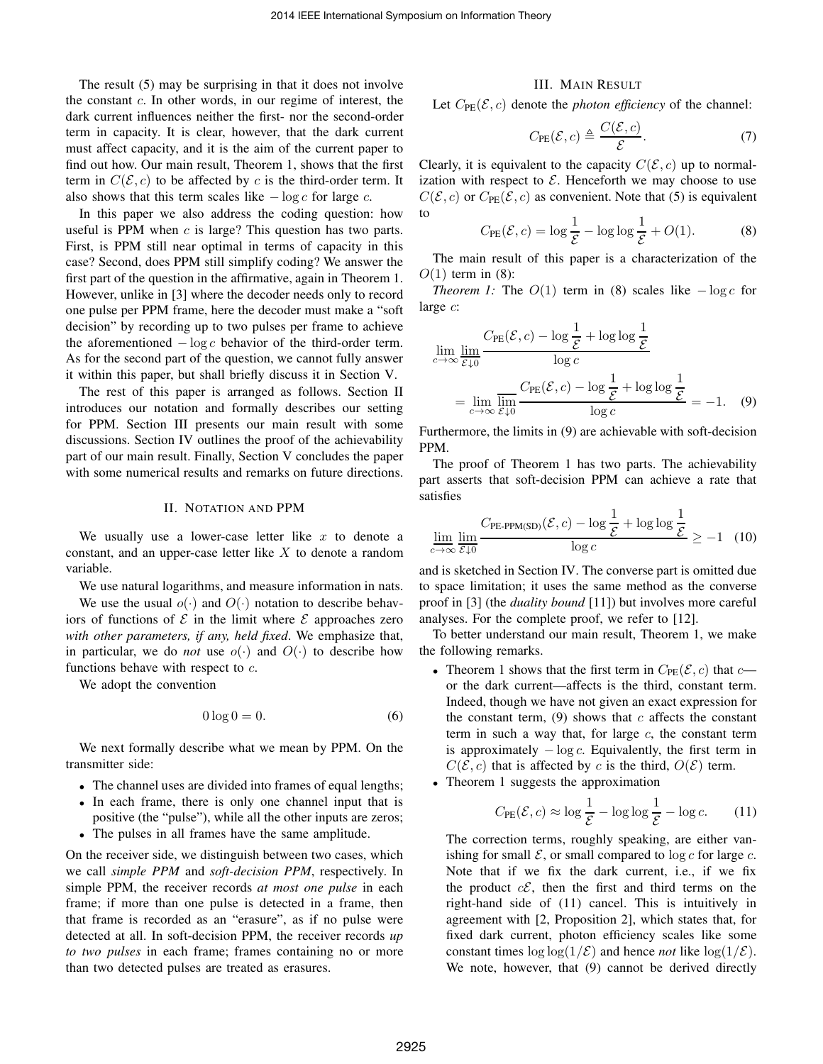The result (5) may be surprising in that it does not involve the constant $c$. In other words, in our regime of interest, the dark current influences neither the first- nor the second-order term in capacity. It is clear, however, that the dark current must affect capacity, and it is the aim of the current paper to find out how. Our main result, Theorem 1, shows that the first term in $C(\mathcal{E}, c)$ to be affected by $c$ is the third-order term. It also shows that this term scales like $-\log c$ for large $c$.

In this paper we also address the coding question: how useful is PPM when $c$ is large? This question has two parts. First, is PPM still near optimal in terms of capacity in this case? Second, does PPM still simplify coding? We answer the first part of the question in the affirmative, again in Theorem 1. However, unlike in [3] where the decoder needs only to record one pulse per PPM frame, here the decoder must make a "soft decision" by recording up to two pulses per frame to achieve the aforementioned $-\log c$ behavior of the third-order term. As for the second part of the question, we cannot fully answer it within this paper, but shall briefly discuss it in Section V.

The rest of this paper is arranged as follows. Section II introduces our notation and formally describes our setting for PPM. Section III presents our main result with some discussions. Section IV outlines the proof of the achievability part of our main result. Finally, Section V concludes the paper with some numerical results and remarks on future directions.

## II. Notation and PPM

We usually use a lower-case letter like $x$ to denote a constant, and an upper-case letter like $X$ to denote a random variable.

We use natural logarithms, and measure information in nats.

We use the usual $o(\cdot)$ and $O(\cdot)$ notation to describe behaviors of functions of $\mathcal{E}$ in the limit where $\mathcal{E}$ approaches zero *with other parameters, if any, held fixed*. We emphasize that, in particular, we do *not* use $o(\cdot)$ and $O(\cdot)$ to describe how functions behave with respect to $c$.

We adopt the convention

$$0 \log 0 = 0. \tag{6}$$

We next formally describe what we mean by PPM. On the transmitter side:

- The channel uses are divided into frames of equal lengths;
- In each frame, there is only one channel input that is positive (the "pulse"), while all the other inputs are zeros;
- The pulses in all frames have the same amplitude.

On the receiver side, we distinguish between two cases, which we call *simple PPM* and *soft-decision PPM*, respectively. In simple PPM, the receiver records *at most one pulse* in each frame; if more than one pulse is detected in a frame, then that frame is recorded as an "erasure", as if no pulse were detected at all. In soft-decision PPM, the receiver records *up to two pulses* in each frame; frames containing no or more than two detected pulses are treated as erasures.

## III. Main Result

Let $C_{\text{PE}}(\mathcal{E}, c)$ denote the *photon efficiency* of the channel:

$$C_{\text{PE}}(\mathcal{E}, c) \triangleq \frac{C(\mathcal{E}, c)}{\mathcal{E}}. \tag{7}$$

Clearly, it is equivalent to the capacity $C(\mathcal{E}, c)$ up to normalization with respect to $\mathcal{E}$. Henceforth we may choose to use $C(\mathcal{E}, c)$ or $C_{\text{PE}}(\mathcal{E}, c)$ as convenient. Note that (5) is equivalent to

$$C_{\text{PE}}(\mathcal{E}, c) = \log \frac{1}{\mathcal{E}} - \log\log \frac{1}{\mathcal{E}} + O(1). \tag{8}$$

The main result of this paper is a characterization of the $O(1)$ term in (8):

*Theorem 1:* The $O(1)$ term in (8) scales like $-\log c$ for large $c$:

$$\begin{aligned}
&\lim_{c\to\infty} \varliminf_{\mathcal{E}\downarrow 0} \frac{C_{\text{PE}}(\mathcal{E}, c) - \log \frac{1}{\mathcal{E}} + \log\log \frac{1}{\mathcal{E}}}{\log c} \\
&\quad = \lim_{c\to\infty} \varlimsup_{\mathcal{E}\downarrow 0} \frac{C_{\text{PE}}(\mathcal{E}, c) - \log \frac{1}{\mathcal{E}} + \log\log \frac{1}{\mathcal{E}}}{\log c} = -1. \quad (9)
\end{aligned}$$

Furthermore, the limits in (9) are achievable with soft-decision PPM.

The proof of Theorem 1 has two parts. The achievability part asserts that soft-decision PPM can achieve a rate that satisfies

$$\lim_{c\to\infty} \varliminf_{\mathcal{E}\downarrow 0} \frac{C_{\text{PE-PPM(SD)}}(\mathcal{E}, c) - \log \frac{1}{\mathcal{E}} + \log\log \frac{1}{\mathcal{E}}}{\log c} \geq -1 \tag{10}$$

and is sketched in Section IV. The converse part is omitted due to space limitation; it uses the same method as the converse proof in [3] (the *duality bound* [11]) but involves more careful analyses. For the complete proof, we refer to [12].

To better understand our main result, Theorem 1, we make the following remarks.

- Theorem 1 shows that the first term in $C_{\text{PE}}(\mathcal{E}, c)$ that $c$—or the dark current—affects is the third, constant term. Indeed, though we have not given an exact expression for the constant term, (9) shows that $c$ affects the constant term in such a way that, for large $c$, the constant term is approximately $-\log c$. Equivalently, the first term in $C(\mathcal{E}, c)$ that is affected by $c$ is the third, $O(\mathcal{E})$ term.
- Theorem 1 suggests the approximation

$$C_{\text{PE}}(\mathcal{E}, c) \approx \log \frac{1}{\mathcal{E}} - \log\log \frac{1}{\mathcal{E}} - \log c. \tag{11}$$

The correction terms, roughly speaking, are either vanishing for small $\mathcal{E}$, or small compared to $\log c$ for large $c$. Note that if we fix the dark current, i.e., if we fix the product $c\mathcal{E}$, then the first and third terms on the right-hand side of (11) cancel. This is intuitively in agreement with [2, Proposition 2], which states that, for fixed dark current, photon efficiency scales like some constant times $\log\log(1/\mathcal{E})$ and hence *not* like $\log(1/\mathcal{E})$. We note, however, that (9) cannot be derived directly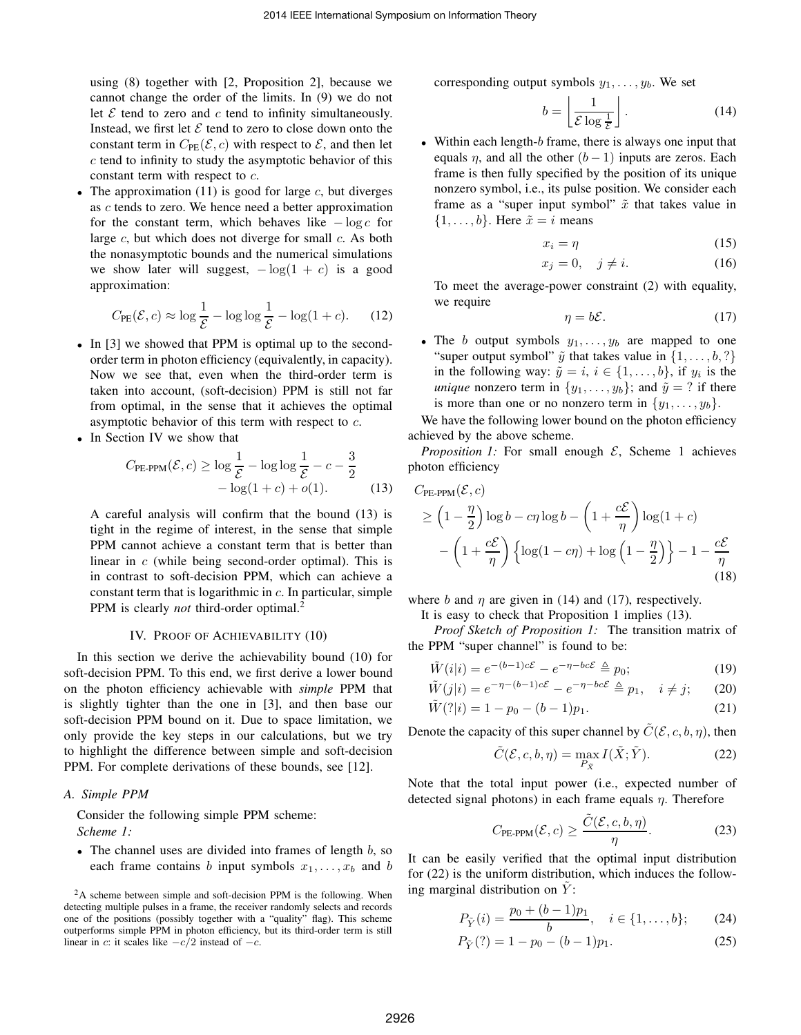using (8) together with [2, Proposition 2], because we cannot change the order of the limits. In (9) we do not let $\mathcal{E}$ tend to zero and $c$ tend to infinity simultaneously. Instead, we first let $\mathcal{E}$ tend to zero to close down onto the constant term in $C_{\text{PE}}(\mathcal{E}, c)$ with respect to $\mathcal{E}$, and then let $c$ tend to infinity to study the asymptotic behavior of this constant term with respect to $c$.

- The approximation (11) is good for large $c$, but diverges as $c$ tends to zero. We hence need a better approximation for the constant term, which behaves like $-\log c$ for large $c$, but which does not diverge for small $c$. As both the nonasymptotic bounds and the numerical simulations we show later will suggest, $-\log(1+c)$ is a good approximation:

$$C_{\text{PE}}(\mathcal{E}, c) \approx \log \frac{1}{\mathcal{E}} - \log\log \frac{1}{\mathcal{E}} - \log(1+c). \tag{12}$$

- In [3] we showed that PPM is optimal up to the second-order term in photon efficiency (equivalently, in capacity). Now we see that, even when the third-order term is taken into account, (soft-decision) PPM is still not far from optimal, in the sense that it achieves the optimal asymptotic behavior of this term with respect to $c$.
- In Section IV we show that

$$C_{\text{PE-PPM}}(\mathcal{E}, c) \geq \log \frac{1}{\mathcal{E}} - \log\log \frac{1}{\mathcal{E}} - c - \frac{3}{2} - \log(1+c) + o(1). \tag{13}$$

A careful analysis will confirm that the bound (13) is tight in the regime of interest, in the sense that simple PPM cannot achieve a constant term that is better than linear in $c$ (while being second-order optimal). This is in contrast to soft-decision PPM, which can achieve a constant term that is logarithmic in $c$. In particular, simple PPM is clearly *not* third-order optimal.[2]

## IV. Proof of Achievability (10)

In this section we derive the achievability bound (10) for soft-decision PPM. To this end, we first derive a lower bound on the photon efficiency achievable with *simple* PPM that is slightly tighter than the one in [3], and then base our soft-decision PPM bound on it. Due to space limitation, we only provide the key steps in our calculations, but we try to highlight the difference between simple and soft-decision PPM. For complete derivations of these bounds, see [12].

### A. Simple PPM

Consider the following simple PPM scheme:

*Scheme 1:*

- The channel uses are divided into frames of length $b$, so each frame contains $b$ input symbols $x_1, \ldots, x_b$ and $b$ corresponding output symbols $y_1, \ldots, y_b$. We set

$$b = \left\lfloor \frac{1}{\mathcal{E} \log \frac{1}{\mathcal{E}}} \right\rfloor. \tag{14}$$

- Within each length-$b$ frame, there is always one input that equals $\eta$, and all the other $(b-1)$ inputs are zeros. Each frame is then fully specified by the position of its unique nonzero symbol, i.e., its pulse position. We consider each frame as a "super input symbol" $\tilde{x}$ that takes value in $\{1, \ldots, b\}$. Here $\tilde{x} = i$ means

$$x_i = \eta \tag{15}$$

$$x_j = 0, \quad j \neq i. \tag{16}$$

To meet the average-power constraint (2) with equality, we require

$$\eta = b\mathcal{E}. \tag{17}$$

- The $b$ output symbols $y_1, \ldots, y_b$ are mapped to one "super output symbol" $\tilde{y}$ that takes value in $\{1, \ldots, b, ?\}$ in the following way: $\tilde{y} = i$, $i \in \{1, \ldots, b\}$, if $y_i$ is the *unique* nonzero term in $\{y_1, \ldots, y_b\}$; and $\tilde{y} = ?$ if there is more than one or no nonzero term in $\{y_1, \ldots, y_b\}$.

We have the following lower bound on the photon efficiency achieved by the above scheme.

*Proposition 1:* For small enough $\mathcal{E}$, Scheme 1 achieves photon efficiency

$$\begin{aligned} C_{\text{PE-PPM}}&(\mathcal{E}, c) \\ &\geq \left(1 - \frac{\eta}{2}\right) \log b - c\eta \log b - \left(1 + \frac{c\mathcal{E}}{\eta}\right) \log(1+c) \\ &\quad - \left(1 + \frac{c\mathcal{E}}{\eta}\right) \left\{ \log(1 - c\eta) + \log\left(1 - \frac{\eta}{2}\right) \right\} - 1 - \frac{c\mathcal{E}}{\eta} \end{aligned} \tag{18}$$

where $b$ and $\eta$ are given in (14) and (17), respectively.

It is easy to check that Proposition 1 implies (13).

*Proof Sketch of Proposition 1:* The transition matrix of the PPM "super channel" is found to be:

$$\tilde{W}(i|i) = e^{-(b-1)c\mathcal{E}} - e^{-\eta - bc\mathcal{E}} \triangleq p_0; \tag{19}$$

$$\tilde{W}(j|i) = e^{-\eta-(b-1)c\mathcal{E}} - e^{-\eta - bc\mathcal{E}} \triangleq p_1, \quad i \neq j; \tag{20}$$

$$\tilde{W}(?|i) = 1 - p_0 - (b-1)p_1. \tag{21}$$

Denote the capacity of this super channel by $\tilde{C}(\mathcal{E}, c, b, \eta)$, then

$$\tilde{C}(\mathcal{E}, c, b, \eta) = \max_{P_{\tilde{X}}} I(\tilde{X}; \tilde{Y}). \tag{22}$$

Note that the total input power (i.e., expected number of detected signal photons) in each frame equals $\eta$. Therefore

$$C_{\text{PE-PPM}}(\mathcal{E}, c) \geq \frac{\tilde{C}(\mathcal{E}, c, b, \eta)}{\eta}. \tag{23}$$

It can be easily verified that the optimal input distribution for (22) is the uniform distribution, which induces the following marginal distribution on $\tilde{Y}$:

$$P_{\tilde{Y}}(i) = \frac{p_0 + (b-1)p_1}{b}, \quad i \in \{1, \ldots, b\}; \tag{24}$$

$$P_{\tilde{Y}}(?) = 1 - p_0 - (b-1)p_1. \tag{25}$$

[2] A scheme between simple and soft-decision PPM is the following. When detecting multiple pulses in a frame, the receiver randomly selects and records one of the positions (possibly together with a "quality" flag). This scheme outperforms simple PPM in photon efficiency, but its third-order term is still linear in $c$: it scales like $-c/2$ instead of $-c$.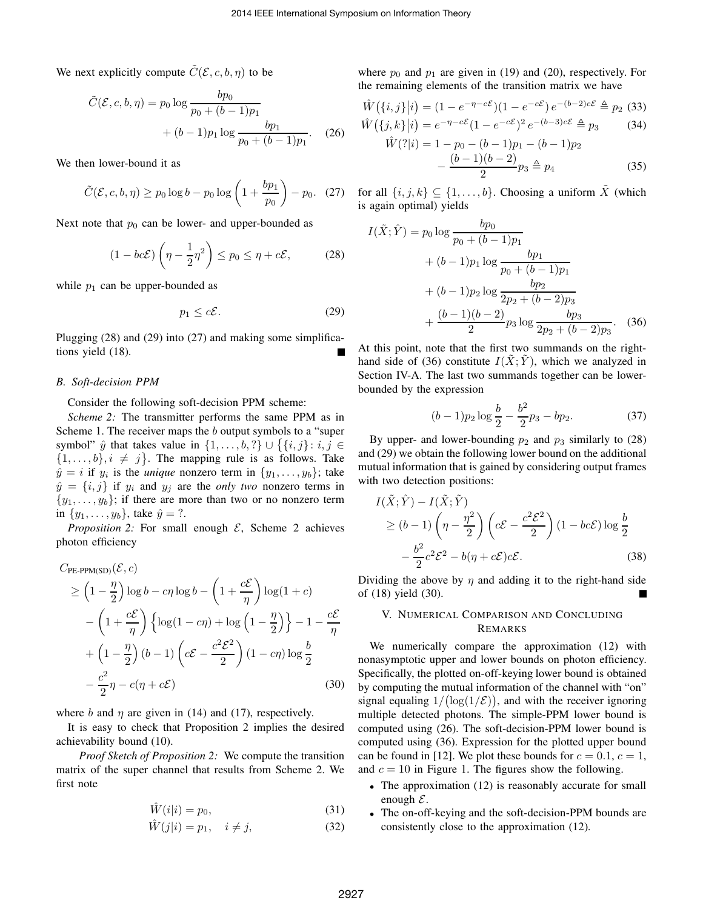We next explicitly compute $\tilde{C}(\mathcal{E}, c, b, \eta)$ to be

$$\tilde{C}(\mathcal{E}, c, b, \eta) = p_0 \log \frac{bp_0}{p_0 + (b-1)p_1} + (b-1)p_1 \log \frac{bp_1}{p_0 + (b-1)p_1}. \quad (26)$$

We then lower-bound it as

$$\tilde{C}(\mathcal{E}, c, b, \eta) \geq p_0 \log b - p_0 \log \left(1 + \frac{bp_1}{p_0}\right) - p_0. \quad (27)$$

Next note that $p_0$ can be lower- and upper-bounded as

$$(1 - bc\mathcal{E}) \left(\eta - \frac{1}{2}\eta^2\right) \leq p_0 \leq \eta + c\mathcal{E}, \quad (28)$$

while $p_1$ can be upper-bounded as

$$p_1 \leq c\mathcal{E}. \quad (29)$$

Plugging (28) and (29) into (27) and making some simplifications yield (18). ∎

### B. Soft-decision PPM

Consider the following soft-decision PPM scheme:

*Scheme 2:* The transmitter performs the same PPM as in Scheme 1. The receiver maps the $b$ output symbols to a "super symbol" $\hat{y}$ that takes value in $\{1, \ldots, b, ?\} \cup \big\{\{i, j\} \colon i, j \in \{1, \ldots, b\}, i \neq j\big\}$. The mapping rule is as follows. Take $\hat{y} = i$ if $y_i$ is the *unique* nonzero term in $\{y_1, \ldots, y_b\}$; take $\hat{y} = \{i, j\}$ if $y_i$ and $y_j$ are the *only two* nonzero terms in $\{y_1, \ldots, y_b\}$; if there are more than two or no nonzero term in $\{y_1, \ldots, y_b\}$, take $\hat{y} = ?$.

*Proposition 2:* For small enough $\mathcal{E}$, Scheme 2 achieves photon efficiency

$$\begin{aligned}
&C_{\text{PE-PPM(SD)}}(\mathcal{E}, c) \\
&\geq \left(1 - \frac{\eta}{2}\right) \log b - c\eta \log b - \left(1 + \frac{c\mathcal{E}}{\eta}\right) \log(1 + c) \\
&\quad - \left(1 + \frac{c\mathcal{E}}{\eta}\right) \left\{\log(1 - c\eta) + \log\left(1 - \frac{\eta}{2}\right)\right\} - 1 - \frac{c\mathcal{E}}{\eta} \\
&\quad + \left(1 - \frac{\eta}{2}\right)(b-1)\left(c\mathcal{E} - \frac{c^2\mathcal{E}^2}{2}\right)(1 - c\eta) \log \frac{b}{2} \\
&\quad - \frac{c^2}{2}\eta - c(\eta + c\mathcal{E})
\end{aligned} \quad (30)$$

where $b$ and $\eta$ are given in (14) and (17), respectively.

It is easy to check that Proposition 2 implies the desired achievability bound (10).

*Proof Sketch of Proposition 2:* We compute the transition matrix of the super channel that results from Scheme 2. We first note

$$\hat{W}(i|i) = p_0, \quad (31)$$

$$\hat{W}(j|i) = p_1, \quad i \neq j, \quad (32)$$

where $p_0$ and $p_1$ are given in (19) and (20), respectively. For the remaining elements of the transition matrix we have

$$\hat{W}\big(\{i, j\}\big|i\big) = (1 - e^{-\eta - c\mathcal{E}})(1 - e^{-c\mathcal{E}})\, e^{-(b-2)c\mathcal{E}} \triangleq p_2 \quad (33)$$

$$\hat{W}\big(\{j, k\}\big|i\big) = e^{-\eta - c\mathcal{E}}(1 - e^{-c\mathcal{E}})^2\, e^{-(b-3)c\mathcal{E}} \triangleq p_3 \quad (34)$$

$$\hat{W}(?|i) = 1 - p_0 - (b-1)p_1 - (b-1)p_2 - \frac{(b-1)(b-2)}{2}p_3 \triangleq p_4 \quad (35)$$

for all $\{i, j, k\} \subseteq \{1, \ldots, b\}$. Choosing a uniform $\tilde{X}$ (which is again optimal) yields

$$\begin{aligned}
I(\tilde{X}; \hat{Y}) &= p_0 \log \frac{bp_0}{p_0 + (b-1)p_1} \\
&\quad + (b-1)p_1 \log \frac{bp_1}{p_0 + (b-1)p_1} \\
&\quad + (b-1)p_2 \log \frac{bp_2}{2p_2 + (b-2)p_3} \\
&\quad + \frac{(b-1)(b-2)}{2}p_3 \log \frac{bp_3}{2p_2 + (b-2)p_3}.
\end{aligned} \quad (36)$$

At this point, note that the first two summands on the right-hand side of (36) constitute $I(\tilde{X}; \tilde{Y})$, which we analyzed in Section IV-A. The last two summands together can be lower-bounded by the expression

$$(b-1)p_2 \log \frac{b}{2} - \frac{b^2}{2}p_3 - bp_2. \quad (37)$$

By upper- and lower-bounding $p_2$ and $p_3$ similarly to (28) and (29) we obtain the following lower bound on the additional mutual information that is gained by considering output frames with two detection positions:

$$\begin{aligned}
&I(\tilde{X}; \hat{Y}) - I(\tilde{X}; \tilde{Y}) \\
&\geq (b-1)\left(\eta - \frac{\eta^2}{2}\right)\left(c\mathcal{E} - \frac{c^2\mathcal{E}^2}{2}\right)(1 - bc\mathcal{E}) \log \frac{b}{2} \\
&\quad - \frac{b^2}{2}c^2\mathcal{E}^2 - b(\eta + c\mathcal{E})c\mathcal{E}.
\end{aligned} \quad (38)$$

Dividing the above by $\eta$ and adding it to the right-hand side of (18) yield (30). ∎

## V. Numerical Comparison and Concluding Remarks

We numerically compare the approximation (12) with nonasymptotic upper and lower bounds on photon efficiency. Specifically, the plotted on-off-keying lower bound is obtained by computing the mutual information of the channel with "on" signal equaling $1/\big(\log(1/\mathcal{E})\big)$, and with the receiver ignoring multiple detected photons. The simple-PPM lower bound is computed using (26). The soft-decision-PPM lower bound is computed using (36). Expression for the plotted upper bound can be found in [12]. We plot these bounds for $c = 0.1$, $c = 1$, and $c = 10$ in Figure 1. The figures show the following.

- The approximation (12) is reasonably accurate for small enough $\mathcal{E}$.
- The on-off-keying and the soft-decision-PPM bounds are consistently close to the approximation (12).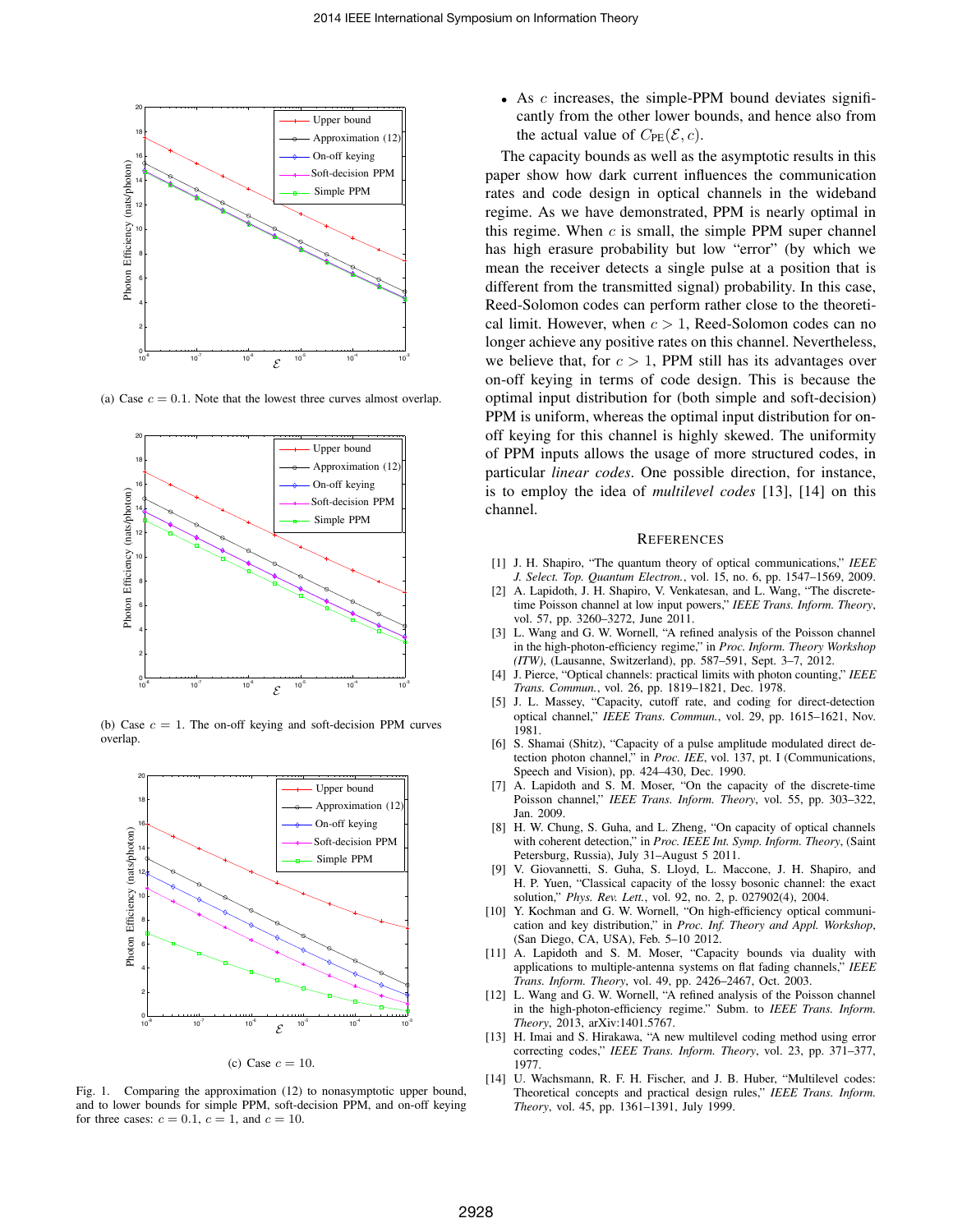Upper bound
Approximation (12)
On-off keying
Soft-decision PPM
Simple PPM

Photon Efficiency (nats/photon)

$\mathcal{E}$

(a) Case $c = 0.1$. Note that the lowest three curves almost overlap.

Upper bound
Approximation (12)
On-off keying
Soft-decision PPM
Simple PPM

Photon Efficiency (nats/photon)

$\mathcal{E}$

(b) Case $c = 1$. The on-off keying and soft-decision PPM curves overlap.

Upper bound
Approximation (12)
On-off keying
Soft-decision PPM
Simple PPM

Photon Efficiency (nats/photon)

$\mathcal{E}$

(c) Case $c = 10$.

Fig. 1. Comparing the approximation (12) to nonasymptotic upper bound, and to lower bounds for simple PPM, soft-decision PPM, and on-off keying for three cases: $c = 0.1$, $c = 1$, and $c = 10$.

- As $c$ increases, the simple-PPM bound deviates significantly from the other lower bounds, and hence also from the actual value of $C_{\text{PE}}(\mathcal{E}, c)$.

The capacity bounds as well as the asymptotic results in this paper show how dark current influences the communication rates and code design in optical channels in the wideband regime. As we have demonstrated, PPM is nearly optimal in this regime. When $c$ is small, the simple PPM super channel has high erasure probability but low "error" (by which we mean the receiver detects a single pulse at a position that is different from the transmitted signal) probability. In this case, Reed-Solomon codes can perform rather close to the theoretical limit. However, when $c > 1$, Reed-Solomon codes can no longer achieve any positive rates on this channel. Nevertheless, we believe that, for $c > 1$, PPM still has its advantages over on-off keying in terms of code design. This is because the optimal input distribution for (both simple and soft-decision) PPM is uniform, whereas the optimal input distribution for on-off keying for this channel is highly skewed. The uniformity of PPM inputs allows the usage of more structured codes, in particular *linear codes*. One possible direction, for instance, is to employ the idea of *multilevel codes* [13], [14] on this channel.

## References

[1] J. H. Shapiro, "The quantum theory of optical communications," *IEEE J. Select. Top. Quantum Electron.*, vol. 15, no. 6, pp. 1547–1569, 2009.

[2] A. Lapidoth, J. H. Shapiro, V. Venkatesan, and L. Wang, "The discrete-time Poisson channel at low input powers," *IEEE Trans. Inform. Theory*, vol. 57, pp. 3260–3272, June 2011.

[3] L. Wang and G. W. Wornell, "A refined analysis of the Poisson channel in the high-photon-efficiency regime," in *Proc. Inform. Theory Workshop (ITW)*, (Lausanne, Switzerland), pp. 587–591, Sept. 3–7, 2012.

[4] J. Pierce, "Optical channels: practical limits with photon counting," *IEEE Trans. Commun.*, vol. 26, pp. 1819–1821, Dec. 1978.

[5] J. L. Massey, "Capacity, cutoff rate, and coding for direct-detection optical channel," *IEEE Trans. Commun.*, vol. 29, pp. 1615–1621, Nov. 1981.

[6] S. Shamai (Shitz), "Capacity of a pulse amplitude modulated direct detection photon channel," in *Proc. IEE*, vol. 137, pt. I (Communications, Speech and Vision), pp. 424–430, Dec. 1990.

[7] A. Lapidoth and S. M. Moser, "On the capacity of the discrete-time Poisson channel," *IEEE Trans. Inform. Theory*, vol. 55, pp. 303–322, Jan. 2009.

[8] H. W. Chung, S. Guha, and L. Zheng, "On capacity of optical channels with coherent detection," in *Proc. IEEE Int. Symp. Inform. Theory*, (Saint Petersburg, Russia), July 31–August 5 2011.

[9] V. Giovannetti, S. Guha, S. Lloyd, L. Maccone, J. H. Shapiro, and H. P. Yuen, "Classical capacity of the lossy bosonic channel: the exact solution," *Phys. Rev. Lett.*, vol. 92, no. 2, p. 027902(4), 2004.

[10] Y. Kochman and G. W. Wornell, "On high-efficiency optical communication and key distribution," in *Proc. Inf. Theory and Appl. Workshop*, (San Diego, CA, USA), Feb. 5–10 2012.

[11] A. Lapidoth and S. M. Moser, "Capacity bounds via duality with applications to multiple-antenna systems on flat fading channels," *IEEE Trans. Inform. Theory*, vol. 49, pp. 2426–2467, Oct. 2003.

[12] L. Wang and G. W. Wornell, "A refined analysis of the Poisson channel in the high-photon-efficiency regime." Subm. to *IEEE Trans. Inform. Theory*, 2013, arXiv:1401.5767.

[13] H. Imai and S. Hirakawa, "A new multilevel coding method using error correcting codes," *IEEE Trans. Inform. Theory*, vol. 23, pp. 371–377, 1977.

[14] U. Wachsmann, R. F. H. Fischer, and J. B. Huber, "Multilevel codes: Theoretical concepts and practical design rules," *IEEE Trans. Inform. Theory*, vol. 45, pp. 1361–1391, July 1999.